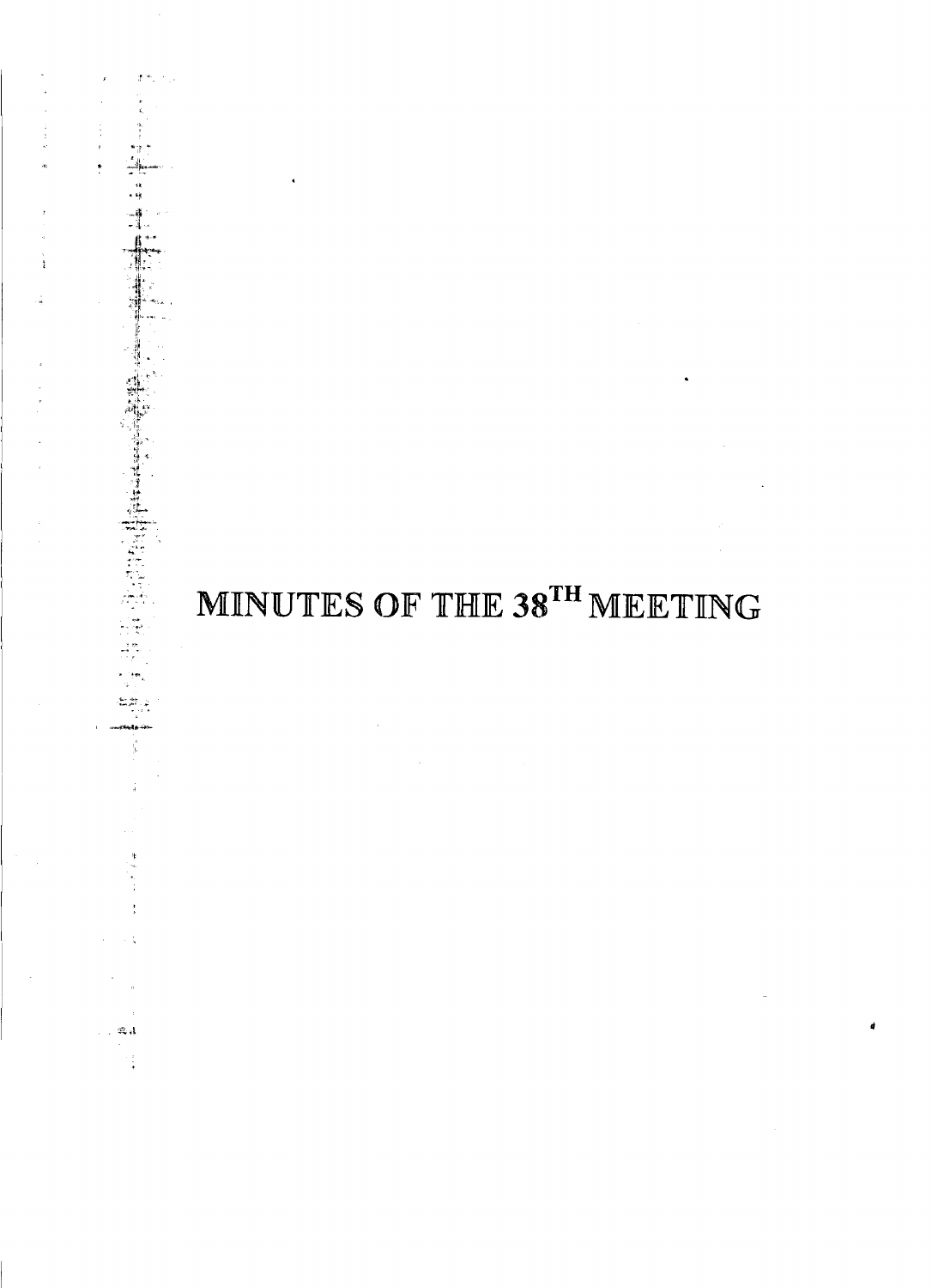# MINUTES OF THE 38TH MEETING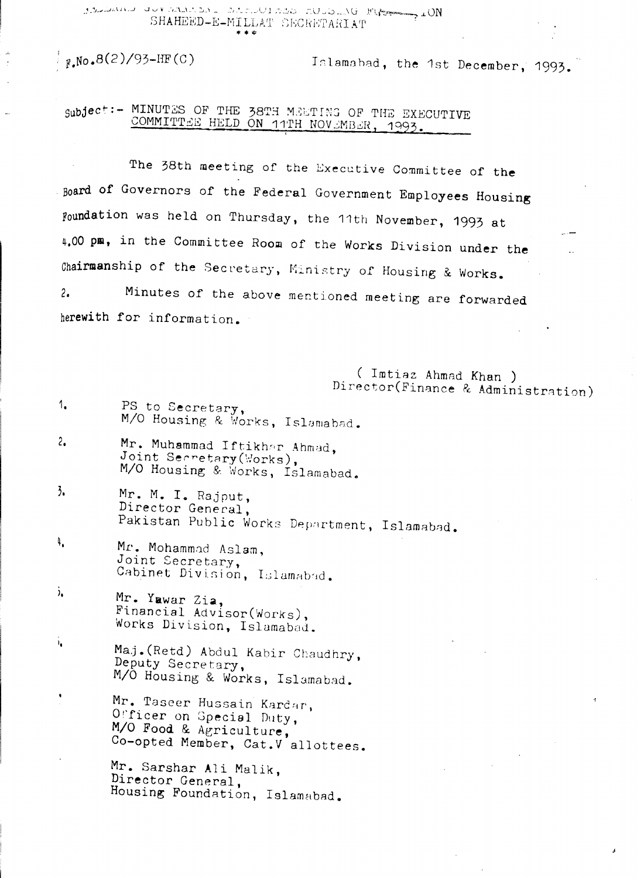FEDERAL GOVERNMENT EMPLOYEES HOUSING FOUNDATION
SHAHEED-E-MILLAT SECRETARIAT
\* \* \*

F.No.8(2)/93-HF(C)

Islamabad, the 1st December, 1993.

Subject:- <u>MINUTES OF THE 38TH MEETING OF THE EXECUTIVE COMMITTEE HELD ON 11TH NOVEMBER, 1993.</u>

The 38th meeting of the Executive Committee of the Board of Governors of the Federal Government Employees Housing Foundation was held on Thursday, the 11th November, 1993 at 4.00 pm, in the Committee Room of the Works Division under the Chairmanship of the Secretary, Ministry of Housing & Works.

2. Minutes of the above mentioned meeting are forwarded herewith for information.

( Imtiaz Ahmad Khan )
Director(Finance & Administration)

1. PS to Secretary,
   M/O Housing & Works, Islamabad.
2. Mr. Muhammad Iftikhar Ahmad,
   Joint Secretary(Works),
   M/O Housing & Works, Islamabad.
3. Mr. M. I. Rajput,
   Director General,
   Pakistan Public Works Department, Islamabad.
4. Mr. Mohammad Aslam,
   Joint Secretary,
   Cabinet Division, Islamabad.
5. Mr. Yawar Zia,
   Financial Advisor(Works),
   Works Division, Islamabad.
6. Maj.(Retd) Abdul Kabir Chaudhry,
   Deputy Secretary,
   M/O Housing & Works, Islamabad.
7. Mr. Taseer Hussain Kardar,
   Officer on Special Duty,
   M/O Food & Agriculture,
   Co-opted Member, Cat.V allottees.
8. Mr. Sarshar Ali Malik,
   Director General,
   Housing Foundation, Islamabad.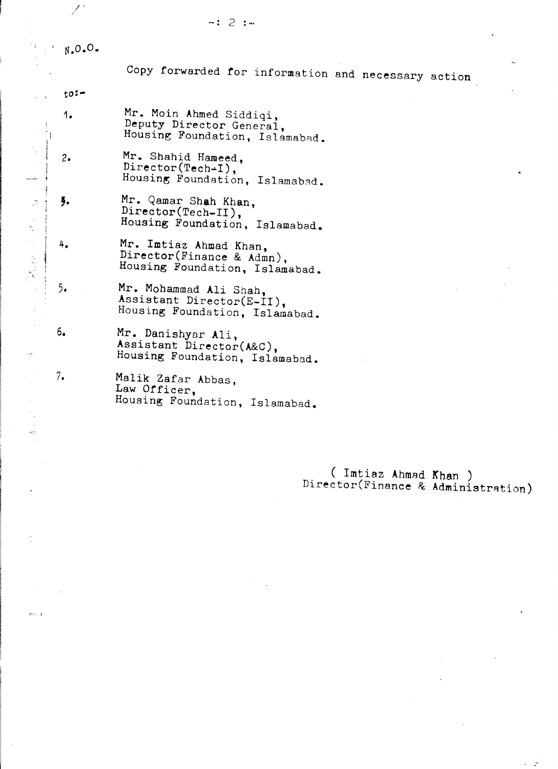N.O.O.

Copy forwarded for information and necessary action

to:-

1. Mr. Moin Ahmed Siddiqi,
   Deputy Director General,
   Housing Foundation, Islamabad.

2. Mr. Shahid Hameed,
   Director(Tech-I),
   Housing Foundation, Islamabad.

3. Mr. Qamar Shah Khan,
   Director(Tech-II),
   Housing Foundation, Islamabad.

4. Mr. Imtiaz Ahmad Khan,
   Director(Finance & Admn),
   Housing Foundation, Islamabad.

5. Mr. Mohammad Ali Shah,
   Assistant Director(E-II),
   Housing Foundation, Islamabad.

6. Mr. Danishyar Ali,
   Assistant Director(A&C),
   Housing Foundation, Islamabad.

7. Malik Zafar Abbas,
   Law Officer,
   Housing Foundation, Islamabad.

( Imtiaz Ahmad Khan )
Director(Finance & Administration)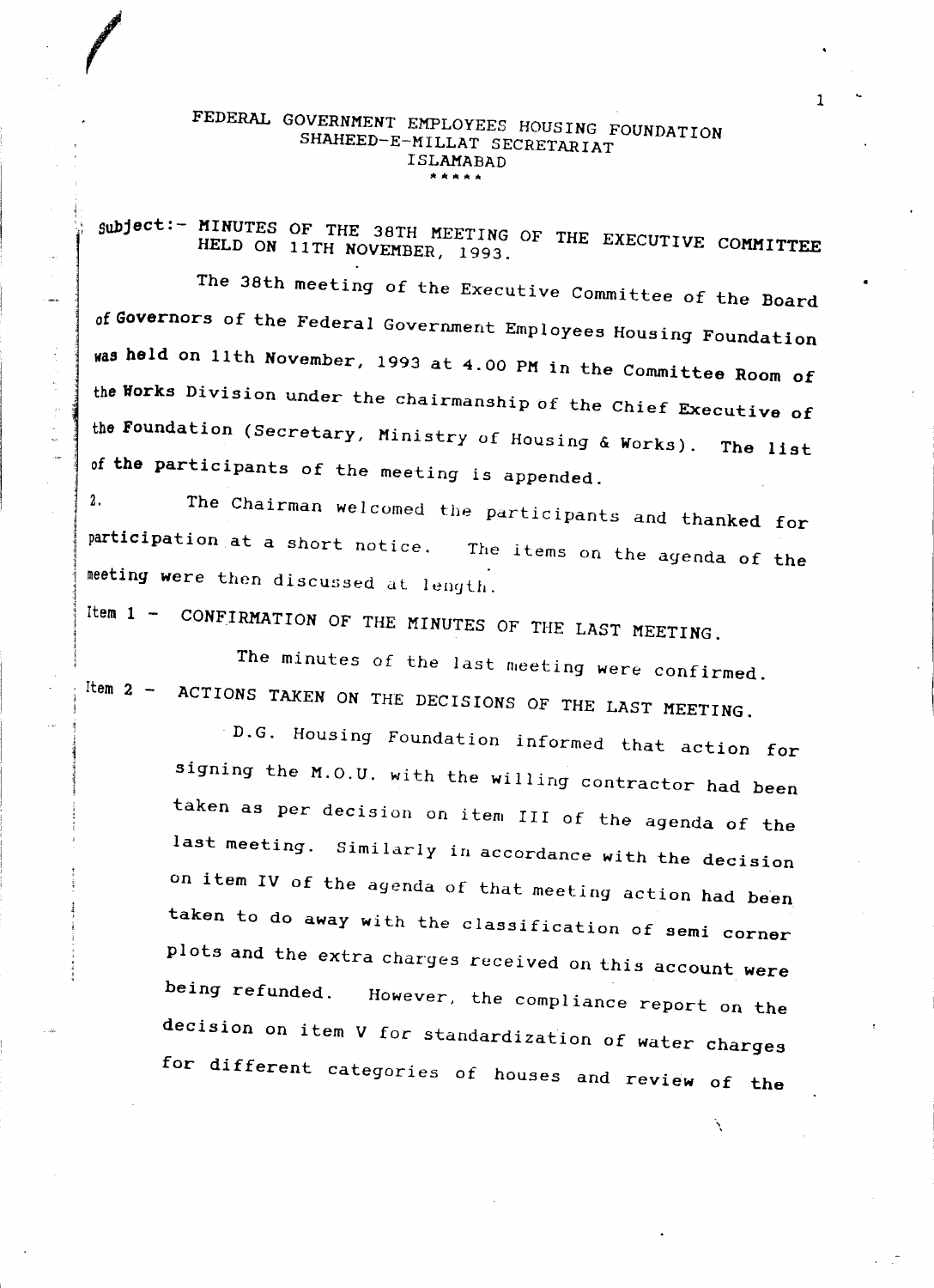# FEDERAL GOVERNMENT EMPLOYEES HOUSING FOUNDATION
## SHAHEED-E-MILLAT SECRETARIAT
## ISLAMABAD

\*\*\*\*\*

Subject:- MINUTES OF THE 38TH MEETING OF THE EXECUTIVE COMMITTEE HELD ON 11TH NOVEMBER, 1993.

The 38th meeting of the Executive Committee of the Board of Governors of the Federal Government Employees Housing Foundation was held on 11th November, 1993 at 4.00 PM in the Committee Room of the Works Division under the chairmanship of the Chief Executive of the Foundation (Secretary, Ministry of Housing & Works). The list of the participants of the meeting is appended.

2. The Chairman welcomed the participants and thanked for participation at a short notice. The items on the agenda of the meeting were then discussed at length.

Item 1 - CONFIRMATION OF THE MINUTES OF THE LAST MEETING.

The minutes of the last meeting were confirmed.

Item 2 - ACTIONS TAKEN ON THE DECISIONS OF THE LAST MEETING.

D.G. Housing Foundation informed that action for signing the M.O.U. with the willing contractor had been taken as per decision on item III of the agenda of the last meeting. Similarly in accordance with the decision on item IV of the agenda of that meeting action had been taken to do away with the classification of semi corner plots and the extra charges received on this account were being refunded. However, the compliance report on the decision on item V for standardization of water charges for different categories of houses and review of the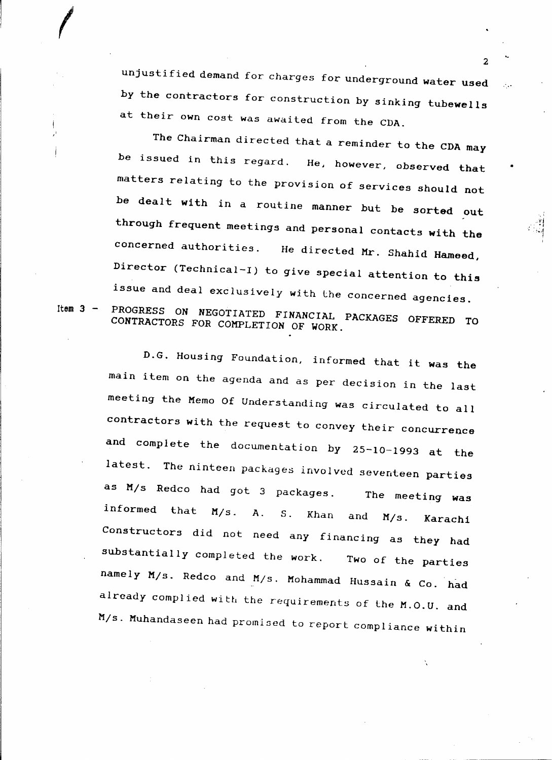unjustified demand for charges for underground water used by the contractors for construction by sinking tubewells at their own cost was awaited from the CDA.

The Chairman directed that a reminder to the CDA may be issued in this regard. He, however, observed that matters relating to the provision of services should not be dealt with in a routine manner but be sorted out through frequent meetings and personal contacts with the concerned authorities. He directed Mr. Shahid Hameed, Director (Technical-I) to give special attention to this issue and deal exclusively with the concerned agencies.

Item 3 - PROGRESS ON NEGOTIATED FINANCIAL PACKAGES OFFERED TO CONTRACTORS FOR COMPLETION OF WORK.

D.G. Housing Foundation, informed that it was the main item on the agenda and as per decision in the last meeting the Memo Of Understanding was circulated to all contractors with the request to convey their concurrence and complete the documentation by 25-10-1993 at the latest. The ninteen packages involved seventeen parties as M/s Redco had got 3 packages. The meeting was informed that M/s. A. S. Khan and M/s. Karachi Constructors did not need any financing as they had substantially completed the work. Two of the parties namely M/s. Redco and M/s. Mohammad Hussain & Co. had already complied with the requirements of the M.O.U. and M/s. Muhandaseen had promised to report compliance within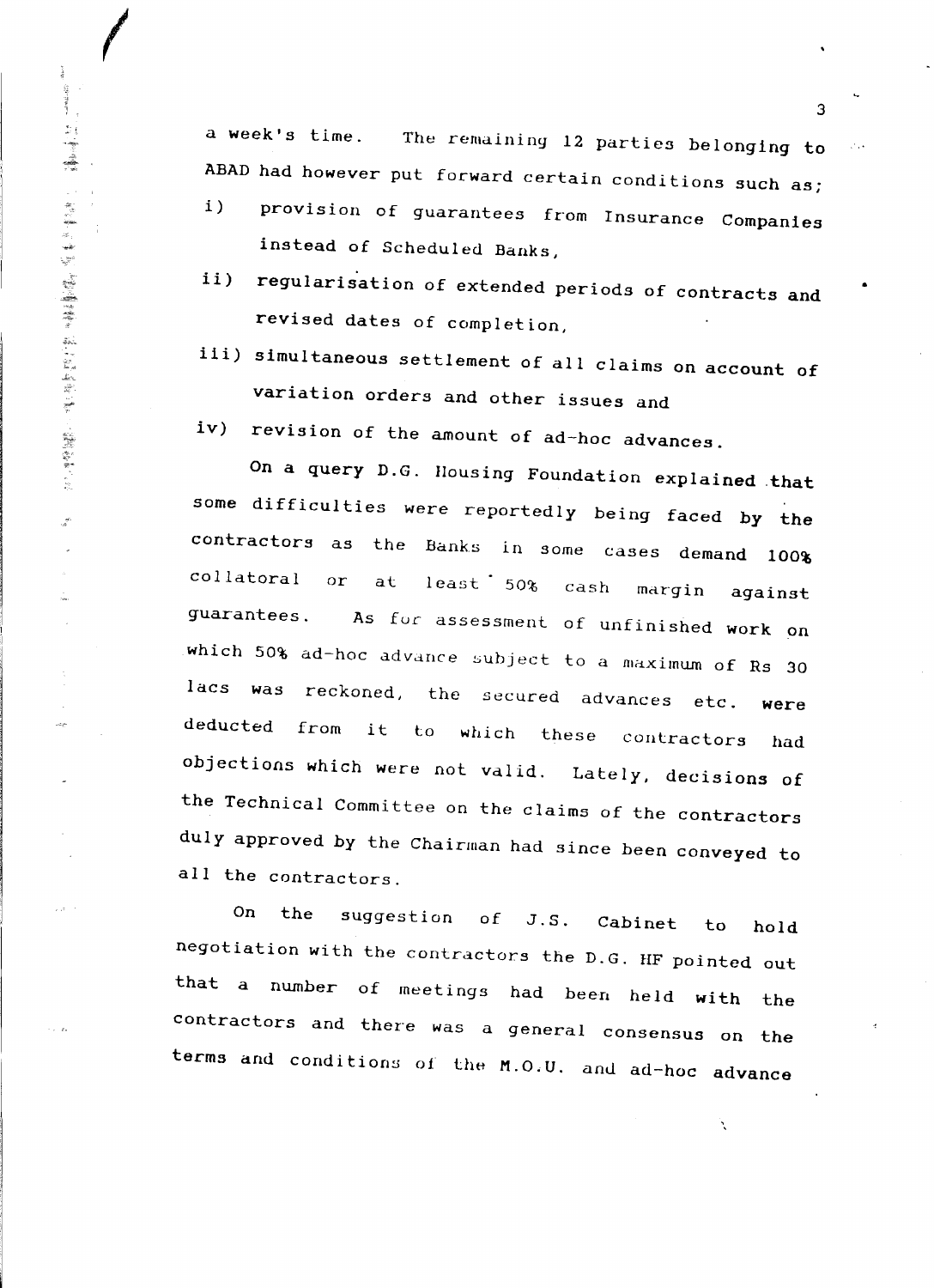a week's time. The remaining 12 parties belonging to ABAD had however put forward certain conditions such as;

i) provision of guarantees from Insurance Companies instead of Scheduled Banks,

ii) regularisation of extended periods of contracts and revised dates of completion,

iii) simultaneous settlement of all claims on account of variation orders and other issues and

iv) revision of the amount of ad-hoc advances.

On a query D.G. Housing Foundation explained that some difficulties were reportedly being faced by the contractors as the Banks in some cases demand 100% collatoral or at least 50% cash margin against guarantees. As for assessment of unfinished work on which 50% ad-hoc advance subject to a maximum of Rs 30 lacs was reckoned, the secured advances etc. were deducted from it to which these contractors had objections which were not valid. Lately, decisions of the Technical Committee on the claims of the contractors duly approved by the Chairman had since been conveyed to all the contractors.

On the suggestion of J.S. Cabinet to hold negotiation with the contractors the D.G. HF pointed out that a number of meetings had been held with the contractors and there was a general consensus on the terms and conditions of the M.O.U. and ad-hoc advance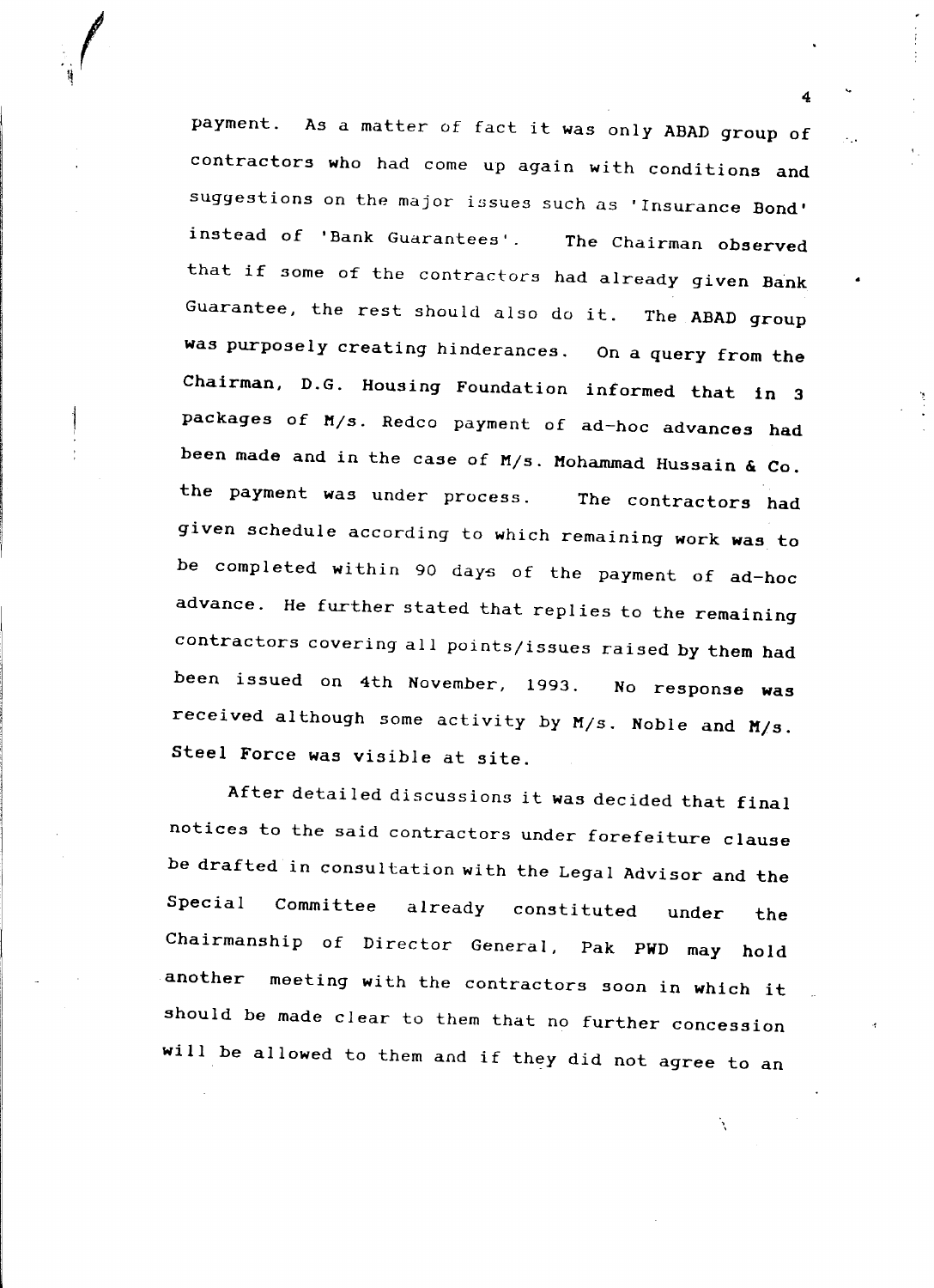payment. As a matter of fact it was only ABAD group of contractors who had come up again with conditions and suggestions on the major issues such as 'Insurance Bond' instead of 'Bank Guarantees'. The Chairman observed that if some of the contractors had already given Bank Guarantee, the rest should also do it. The ABAD group was purposely creating hinderances. On a query from the Chairman, D.G. Housing Foundation informed that in 3 packages of M/s. Redco payment of ad-hoc advances had been made and in the case of M/s. Mohammad Hussain & Co. the payment was under process. The contractors had given schedule according to which remaining work was to be completed within 90 days of the payment of ad-hoc advance. He further stated that replies to the remaining contractors covering all points/issues raised by them had been issued on 4th November, 1993. No response was received although some activity by M/s. Noble and M/s. Steel Force was visible at site.

After detailed discussions it was decided that final notices to the said contractors under forefeiture clause be drafted in consultation with the Legal Advisor and the Special Committee already constituted under the Chairmanship of Director General, Pak PWD may hold another meeting with the contractors soon in which it should be made clear to them that no further concession will be allowed to them and if they did not agree to an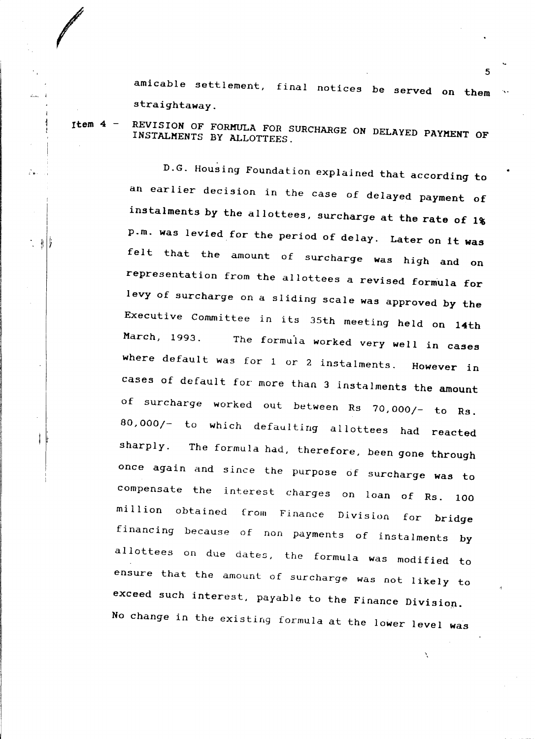amicable settlement, final notices be served on them straightaway.

**Item 4 - REVISION OF FORMULA FOR SURCHARGE ON DELAYED PAYMENT OF INSTALMENTS BY ALLOTTEES.**

D.G. Housing Foundation explained that according to an earlier decision in the case of delayed payment of instalments by the allottees, surcharge at the rate of 1% p.m. was levied for the period of delay. Later on it was felt that the amount of surcharge was high and on representation from the allottees a revised formula for levy of surcharge on a sliding scale was approved by the Executive Committee in its 35th meeting held on 14th March, 1993. The formula worked very well in cases where default was for 1 or 2 instalments. However in cases of default for more than 3 instalments the amount of surcharge worked out between Rs 70,000/- to Rs. 80,000/- to which defaulting allottees had reacted sharply. The formula had, therefore, been gone through once again and since the purpose of surcharge was to compensate the interest charges on loan of Rs. 100 million obtained from Finance Division for bridge financing because of non payments of instalments by allottees on due dates, the formula was modified to ensure that the amount of surcharge was not likely to exceed such interest, payable to the Finance Division. No change in the existing formula at the lower level was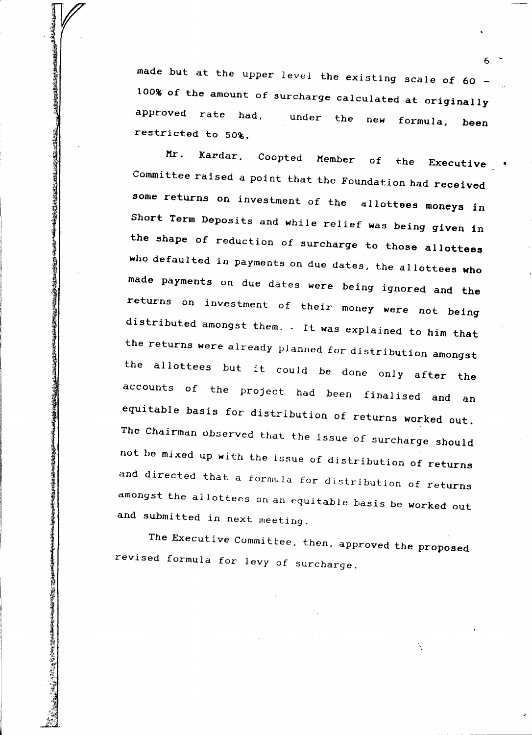made but at the upper level the existing scale of 60 - 100% of the amount of surcharge calculated at originally approved rate had, under the new formula, been restricted to 50%.

Mr. Kardar, Coopted Member of the Executive Committee raised a point that the Foundation had received some returns on investment of the allottees moneys in Short Term Deposits and while relief was being given in the shape of reduction of surcharge to those allottees who defaulted in payments on due dates, the allottees who made payments on due dates were being ignored and the returns on investment of their money were not being distributed amongst them. . It was explained to him that the returns were already planned for distribution amongst the allottees but it could be done only after the accounts of the project had been finalised and an equitable basis for distribution of returns worked out. The Chairman observed that the issue of surcharge should not be mixed up with the issue of distribution of returns and directed that a formula for distribution of returns amongst the allottees on an equitable basis be worked out and submitted in next meeting.

The Executive Committee, then, approved the proposed revised formula for levy of surcharge.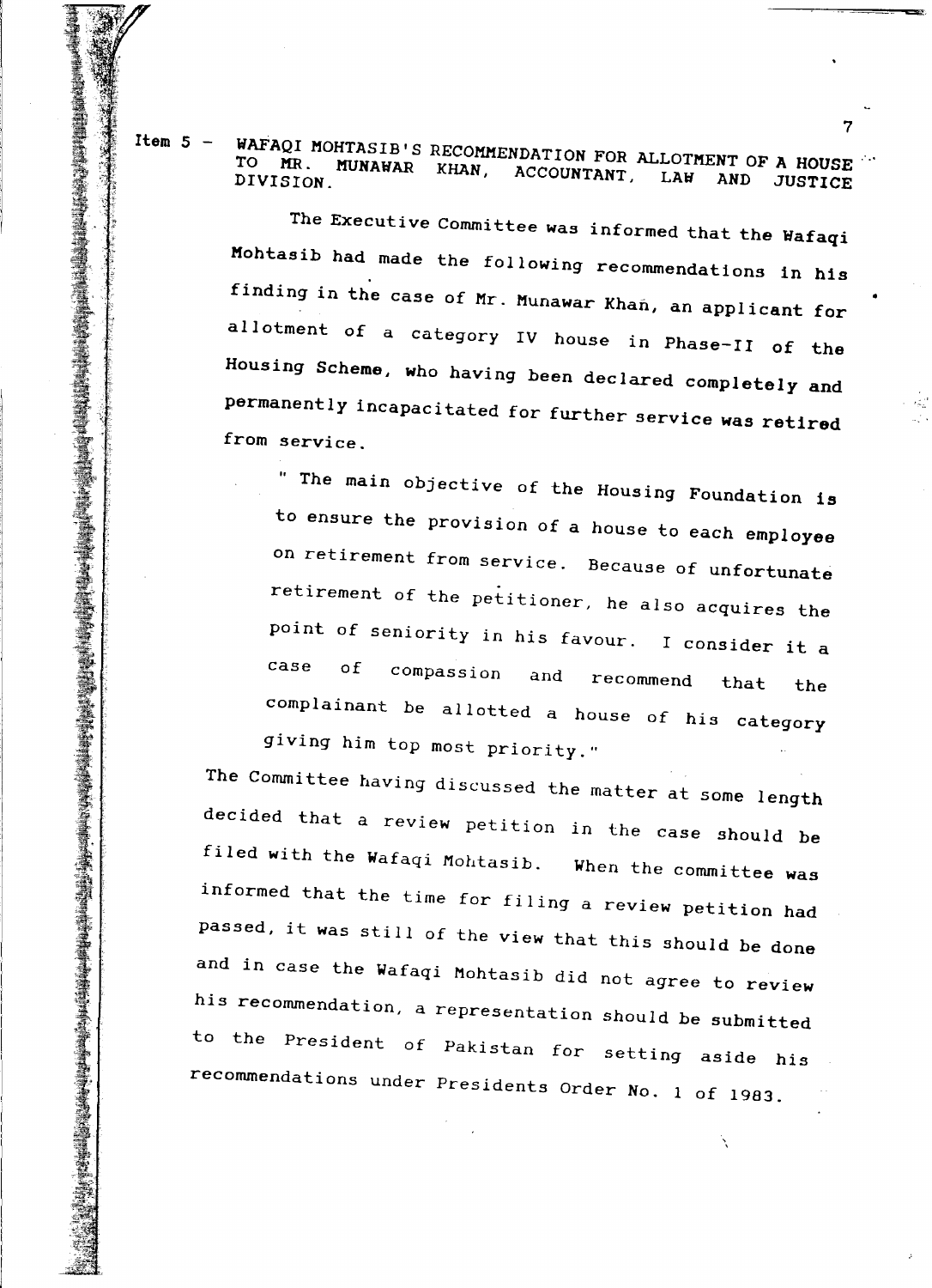Item 5 - **WAFAQI MOHTASIB'S RECOMMENDATION FOR ALLOTMENT OF A HOUSE TO MR. MUNAWAR KHAN, ACCOUNTANT, LAW AND JUSTICE DIVISION.**

The Executive Committee was informed that the Wafaqi Mohtasib had made the following recommendations in his finding in the case of Mr. Munawar Khan, an applicant for allotment of a category IV house in Phase-II of the Housing Scheme, who having been declared completely and permanently incapacitated for further service was retired from service.

> " The main objective of the Housing Foundation is to ensure the provision of a house to each employee on retirement from service. Because of unfortunate retirement of the petitioner, he also acquires the point of seniority in his favour. I consider it a case of compassion and recommend that the complainant be allotted a house of his category giving him top most priority."

The Committee having discussed the matter at some length decided that a review petition in the case should be filed with the Wafaqi Mohtasib. When the committee was informed that the time for filing a review petition had passed, it was still of the view that this should be done and in case the Wafaqi Mohtasib did not agree to review his recommendation, a representation should be submited to the President of Pakistan for setting aside his recommendations under Presidents Order No. 1 of 1983.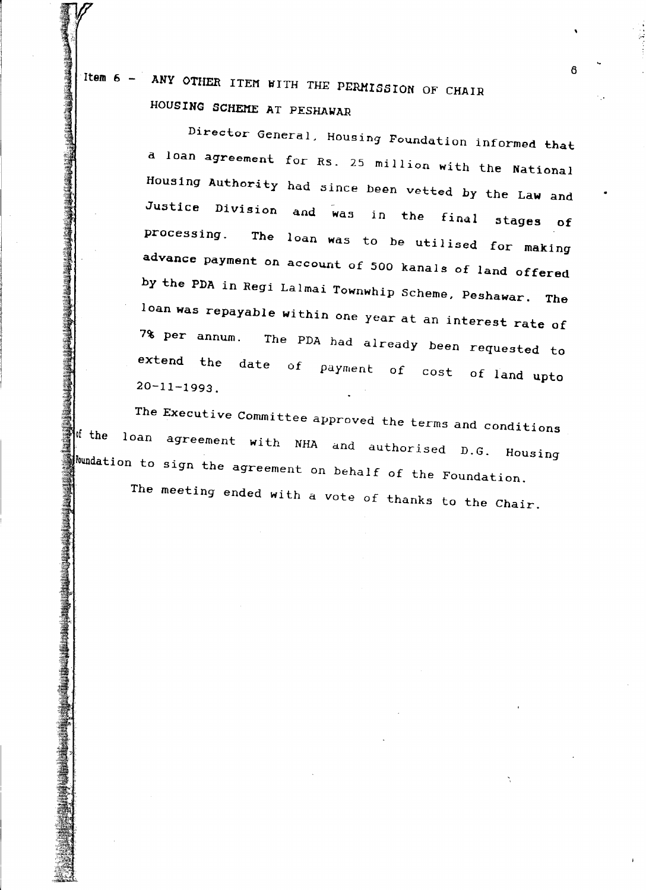## Item 6 - ANY OTHER ITEM WITH THE PERMISSION OF CHAIR

### HOUSING SCHEME AT PESHAWAR

Director General, Housing Foundation informed that a loan agreement for Rs. 25 million with the National Housing Authority had since been vetted by the Law and Justice Division and was in the final stages of processing. The loan was to be utilised for making advance payment on account of 500 kanals of land offered by the PDA in Regi Lalmai Townwhip Scheme, Peshawar. The loan was repayable within one year at an interest rate of 7% per annum. The PDA had already been requested to extend the date of payment of cost of land upto 20-11-1993.

The Executive Committee approved the terms and conditions of the loan agreement with NHA and authorised D.G. Housing Foundation to sign the agreement on behalf of the Foundation.

The meeting ended with a vote of thanks to the Chair.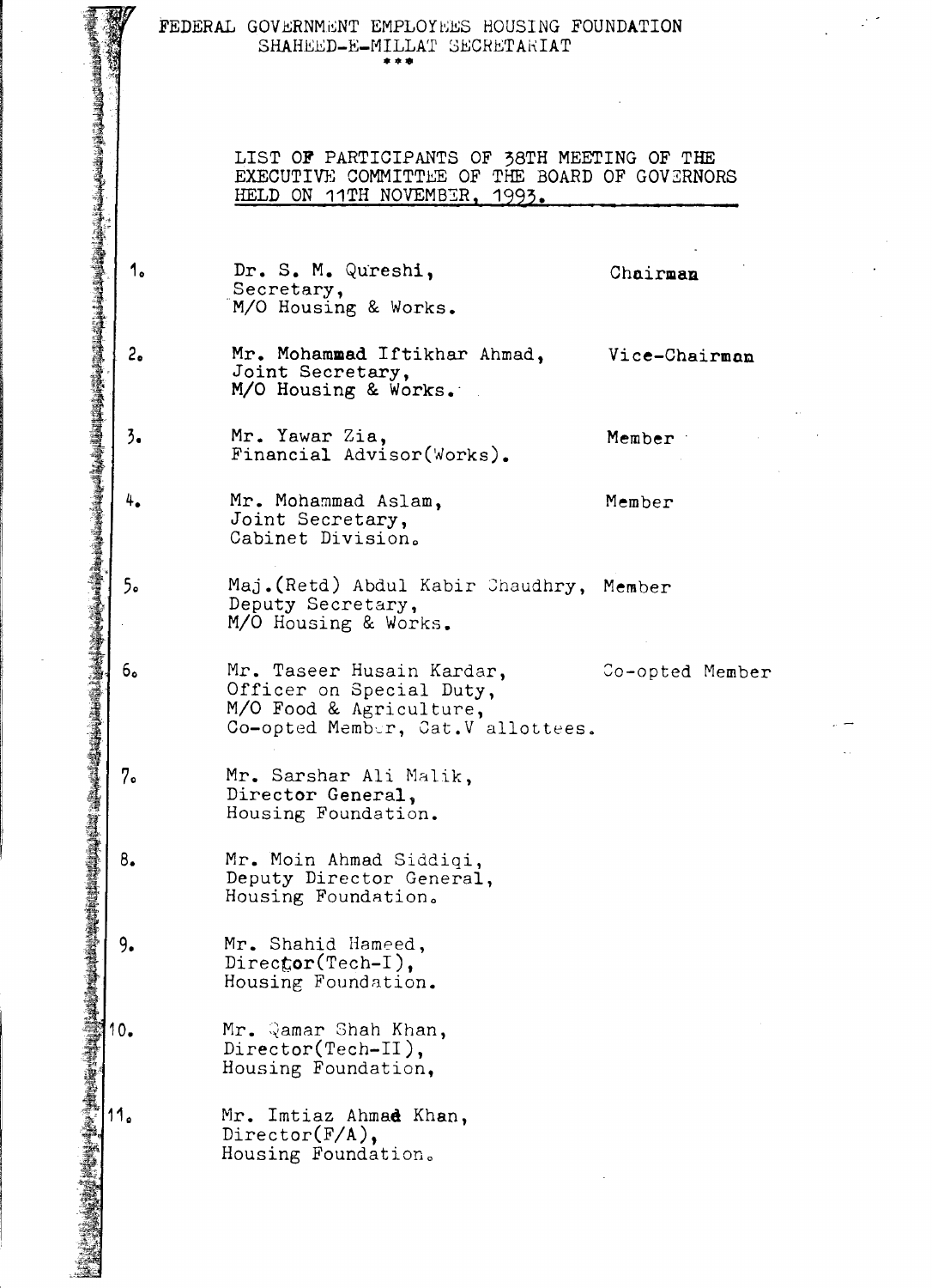FEDERAL GOVERNMENT EMPLOYEES HOUSING FOUNDATION
SHAHEED-E-MILLAT SECRETARIAT

\*\*\*

LIST OF PARTICIPANTS OF 38TH MEETING OF THE EXECUTIVE COMMITTEE OF THE BOARD OF GOVERNORS HELD ON 11TH NOVEMBER, 1993.

| | | |
|---|---|---|
| 1. | Dr. S. M. Qureshi, Secretary, M/O Housing & Works. | Chairman |
| 2. | Mr. Mohammad Iftikhar Ahmad, Joint Secretary, M/O Housing & Works. | Vice-Chairman |
| 3. | Mr. Yawar Zia, Financial Advisor(Works). | Member |
| 4. | Mr. Mohammad Aslam, Joint Secretary, Cabinet Division. | Member |
| 5. | Maj.(Retd) Abdul Kabir Chaudhry, Deputy Secretary, M/O Housing & Works. | Member |
| 6. | Mr. Taseer Husain Kardar, Officer on Special Duty, M/O Food & Agriculture, Co-opted Member, Cat.V allottees. | Co-opted Member |
| 7. | Mr. Sarshar Ali Malik, Director General, Housing Foundation. | |
| 8. | Mr. Moin Ahmad Siddiqi, Deputy Director General, Housing Foundation. | |
| 9. | Mr. Shahid Hameed, Director(Tech-I), Housing Foundation. | |
| 10. | Mr. Qamar Shah Khan, Director(Tech-II), Housing Foundation, | |
| 11. | Mr. Imtiaz Ahmad Khan, Director(F/A), Housing Foundation. | |